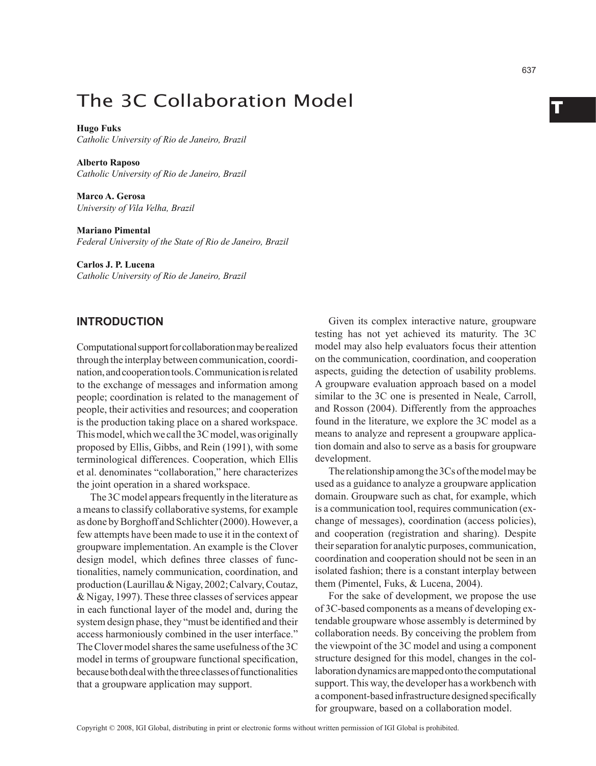# The 3C Collaboration Model

**Hugo Fuks**
*Catholic University of Rio de Janeiro, Brazil*

**Alberto Raposo**
*Catholic University of Rio de Janeiro, Brazil*

**Marco A. Gerosa**
*University of Vila Velha, Brazil*

**Mariano Pimental**
*Federal University of the State of Rio de Janeiro, Brazil*

**Carlos J. P. Lucena**
*Catholic University of Rio de Janeiro, Brazil*

## INTRODUCTION

Computational support for collaboration may be realized through the interplay between communication, coordination, and cooperation tools. Communication is related to the exchange of messages and information among people; coordination is related to the management of people, their activities and resources; and cooperation is the production taking place on a shared workspace. This model, which we call the 3C model, was originally proposed by Ellis, Gibbs, and Rein (1991), with some terminological differences. Cooperation, which Ellis et al. denominates "collaboration," here characterizes the joint operation in a shared workspace.

The 3C model appears frequently in the literature as a means to classify collaborative systems, for example as done by Borghoff and Schlichter (2000). However, a few attempts have been made to use it in the context of groupware implementation. An example is the Clover design model, which defines three classes of functionalities, namely communication, coordination, and production (Laurillau & Nigay, 2002; Calvary, Coutaz, & Nigay, 1997). These three classes of services appear in each functional layer of the model and, during the system design phase, they "must be identified and their access harmoniously combined in the user interface." The Clover model shares the same usefulness of the 3C model in terms of groupware functional specification, because both deal with the three classes of functionalities that a groupware application may support.

Given its complex interactive nature, groupware testing has not yet achieved its maturity. The 3C model may also help evaluators focus their attention on the communication, coordination, and cooperation aspects, guiding the detection of usability problems. A groupware evaluation approach based on a model similar to the 3C one is presented in Neale, Carroll, and Rosson (2004). Differently from the approaches found in the literature, we explore the 3C model as a means to analyze and represent a groupware application domain and also to serve as a basis for groupware development.

The relationship among the 3Cs of the model may be used as a guidance to analyze a groupware application domain. Groupware such as chat, for example, which is a communication tool, requires communication (exchange of messages), coordination (access policies), and cooperation (registration and sharing). Despite their separation for analytic purposes, communication, coordination and cooperation should not be seen in an isolated fashion; there is a constant interplay between them (Pimentel, Fuks, & Lucena, 2004).

For the sake of development, we propose the use of 3C-based components as a means of developing extendable groupware whose assembly is determined by collaboration needs. By conceiving the problem from the viewpoint of the 3C model and using a component structure designed for this model, changes in the collaboration dynamics are mapped onto the computational support. This way, the developer has a workbench with a component-based infrastructure designed specifically for groupware, based on a collaboration model.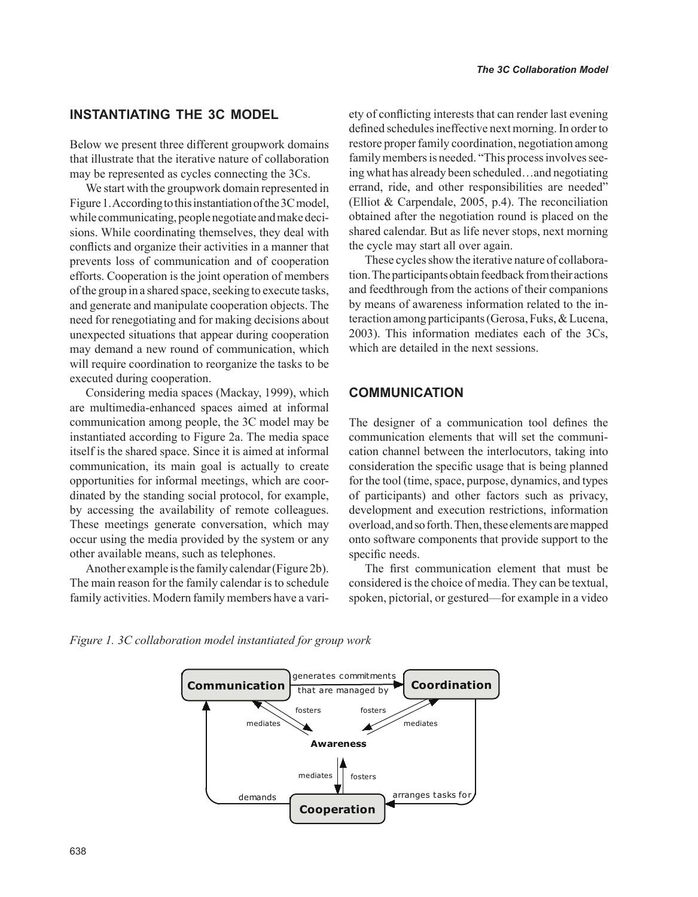## INSTANTIATING THE 3C MODEL

Below we present three different groupwork domains that illustrate that the iterative nature of collaboration may be represented as cycles connecting the 3Cs.

We start with the groupwork domain represented in Figure 1. According to this instantiation of the 3C model, while communicating, people negotiate and make decisions. While coordinating themselves, they deal with conflicts and organize their activities in a manner that prevents loss of communication and of cooperation efforts. Cooperation is the joint operation of members of the group in a shared space, seeking to execute tasks, and generate and manipulate cooperation objects. The need for renegotiating and for making decisions about unexpected situations that appear during cooperation may demand a new round of communication, which will require coordination to reorganize the tasks to be executed during cooperation.

Considering media spaces (Mackay, 1999), which are multimedia-enhanced spaces aimed at informal communication among people, the 3C model may be instantiated according to Figure 2a. The media space itself is the shared space. Since it is aimed at informal communication, its main goal is actually to create opportunities for informal meetings, which are coordinated by the standing social protocol, for example, by accessing the availability of remote colleagues. These meetings generate conversation, which may occur using the media provided by the system or any other available means, such as telephones.

Another example is the family calendar (Figure 2b). The main reason for the family calendar is to schedule family activities. Modern family members have a variety of conflicting interests that can render last evening defined schedules ineffective next morning. In order to restore proper family coordination, negotiation among family members is needed. "This process involves seeing what has already been scheduled…and negotiating errand, ride, and other responsibilities are needed" (Elliot & Carpendale, 2005, p.4). The reconciliation obtained after the negotiation round is placed on the shared calendar. But as life never stops, next morning the cycle may start all over again.

These cycles show the iterative nature of collaboration. The participants obtain feedback from their actions and feedthrough from the actions of their companions by means of awareness information related to the interaction among participants (Gerosa, Fuks, & Lucena, 2003). This information mediates each of the 3Cs, which are detailed in the next sessions.

## COMMUNICATION

The designer of a communication tool defines the communication elements that will set the communication channel between the interlocutors, taking into consideration the specific usage that is being planned for the tool (time, space, purpose, dynamics, and types of participants) and other factors such as privacy, development and execution restrictions, information overload, and so forth. Then, these elements are mapped onto software components that provide support to the specific needs.

The first communication element that must be considered is the choice of media. They can be textual, spoken, pictorial, or gestured—for example in a video

*Figure 1. 3C collaboration model instantiated for group work*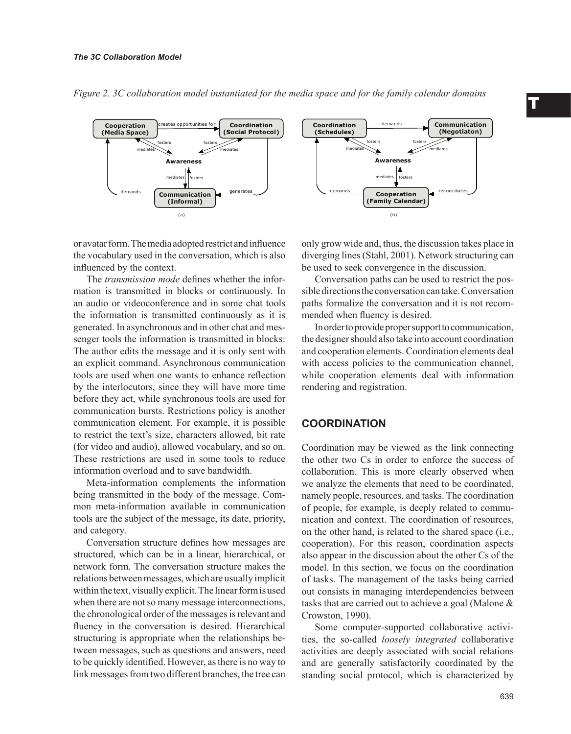Figure 2. 3C collaboration model instantiated for the media space and for the family calendar domains

Cooperation (Media Space)
creates opportunities for
Coordination (Social Protocol)
fosters
mediates
fosters
mediates
Awareness
mediates
fosters
demands
Communication (Informal)
generates
(a)

Coordination (Schedules)
demands
Communication (Negotiaton)
fosters
mediates
fosters
mediates
Awareness
mediates
fosters
demands
Cooperation (Family Calendar)
reconciliates
(b)

or avatar form. The media adopted restrict and influence the vocabulary used in the conversation, which is also influenced by the context.

The *transmission mode* defines whether the information is transmitted in blocks or continuously. In an audio or videoconference and in some chat tools the information is transmitted continuously as it is generated. In asynchronous and in other chat and messenger tools the information is transmitted in blocks: The author edits the message and it is only sent with an explicit command. Asynchronous communication tools are used when one wants to enhance reflection by the interlocutors, since they will have more time before they act, while synchronous tools are used for communication bursts. Restrictions policy is another communication element. For example, it is possible to restrict the text's size, characters allowed, bit rate (for video and audio), allowed vocabulary, and so on. These restrictions are used in some tools to reduce information overload and to save bandwidth.

Meta-information complements the information being transmitted in the body of the message. Common meta-information available in communication tools are the subject of the message, its date, priority, and category.

Conversation structure defines how messages are structured, which can be in a linear, hierarchical, or network form. The conversation structure makes the relations between messages, which are usually implicit within the text, visually explicit. The linear form is used when there are not so many message interconnections, the chronological order of the messages is relevant and fluency in the conversation is desired. Hierarchical structuring is appropriate when the relationships between messages, such as questions and answers, need to be quickly identified. However, as there is no way to link messages from two different branches, the tree can only grow wide and, thus, the discussion takes place in diverging lines (Stahl, 2001). Network structuring can be used to seek convergence in the discussion.

Conversation paths can be used to restrict the possible directions the conversation can take. Conversation paths formalize the conversation and it is not recommended when fluency is desired.

In order to provide proper support to communication, the designer should also take into account coordination and cooperation elements. Coordination elements deal with access policies to the communication channel, while cooperation elements deal with information rendering and registration.

## COORDINATION

Coordination may be viewed as the link connecting the other two Cs in order to enforce the success of collaboration. This is more clearly observed when we analyze the elements that need to be coordinated, namely people, resources, and tasks. The coordination of people, for example, is deeply related to communication and context. The coordination of resources, on the other hand, is related to the shared space (i.e., cooperation). For this reason, coordination aspects also appear in the discussion about the other Cs of the model. In this section, we focus on the coordination of tasks. The management of the tasks being carried out consists in managing interdependencies between tasks that are carried out to achieve a goal (Malone & Crowston, 1990).

Some computer-supported collaborative activities, the so-called *loosely integrated* collaborative activities are deeply associated with social relations and are generally satisfactorily coordinated by the standing social protocol, which is characterized by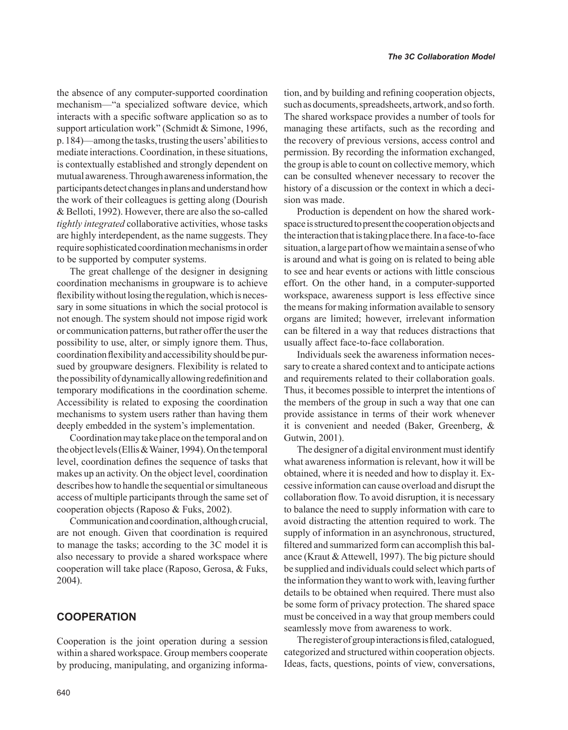the absence of any computer-supported coordination mechanism—"a specialized software device, which interacts with a specific software application so as to support articulation work" (Schmidt & Simone, 1996, p. 184)—among the tasks, trusting the users' abilities to mediate interactions. Coordination, in these situations, is contextually established and strongly dependent on mutual awareness. Through awareness information, the participants detect changes in plans and understand how the work of their colleagues is getting along (Dourish & Belloti, 1992). However, there are also the so-called *tightly integrated* collaborative activities, whose tasks are highly interdependent, as the name suggests. They require sophisticated coordination mechanisms in order to be supported by computer systems.

The great challenge of the designer in designing coordination mechanisms in groupware is to achieve flexibility without losing the regulation, which is necessary in some situations in which the social protocol is not enough. The system should not impose rigid work or communication patterns, but rather offer the user the possibility to use, alter, or simply ignore them. Thus, coordination flexibility and accessibility should be pursued by groupware designers. Flexibility is related to the possibility of dynamically allowing redefinition and temporary modifications in the coordination scheme. Accessibility is related to exposing the coordination mechanisms to system users rather than having them deeply embedded in the system's implementation.

Coordination may take place on the temporal and on the object levels (Ellis & Wainer, 1994). On the temporal level, coordination defines the sequence of tasks that makes up an activity. On the object level, coordination describes how to handle the sequential or simultaneous access of multiple participants through the same set of cooperation objects (Raposo & Fuks, 2002).

Communication and coordination, although crucial, are not enough. Given that coordination is required to manage the tasks; according to the 3C model it is also necessary to provide a shared workspace where cooperation will take place (Raposo, Gerosa, & Fuks, 2004).

## COOPERATION

Cooperation is the joint operation during a session within a shared workspace. Group members cooperate by producing, manipulating, and organizing information, and by building and refining cooperation objects, such as documents, spreadsheets, artwork, and so forth. The shared workspace provides a number of tools for managing these artifacts, such as the recording and the recovery of previous versions, access control and permission. By recording the information exchanged, the group is able to count on collective memory, which can be consulted whenever necessary to recover the history of a discussion or the context in which a decision was made.

Production is dependent on how the shared workspace is structured to present the cooperation objects and the interaction that is taking place there. In a face-to-face situation, a large part of how we maintain a sense of who is around and what is going on is related to being able to see and hear events or actions with little conscious effort. On the other hand, in a computer-supported workspace, awareness support is less effective since the means for making information available to sensory organs are limited; however, irrelevant information can be filtered in a way that reduces distractions that usually affect face-to-face collaboration.

Individuals seek the awareness information necessary to create a shared context and to anticipate actions and requirements related to their collaboration goals. Thus, it becomes possible to interpret the intentions of the members of the group in such a way that one can provide assistance in terms of their work whenever it is convenient and needed (Baker, Greenberg, & Gutwin, 2001).

The designer of a digital environment must identify what awareness information is relevant, how it will be obtained, where it is needed and how to display it. Excessive information can cause overload and disrupt the collaboration flow. To avoid disruption, it is necessary to balance the need to supply information with care to avoid distracting the attention required to work. The supply of information in an asynchronous, structured, filtered and summarized form can accomplish this balance (Kraut & Attewell, 1997). The big picture should be supplied and individuals could select which parts of the information they want to work with, leaving further details to be obtained when required. There must also be some form of privacy protection. The shared space must be conceived in a way that group members could seamlessly move from awareness to work.

The register of group interactions is filed, catalogued, categorized and structured within cooperation objects. Ideas, facts, questions, points of view, conversations,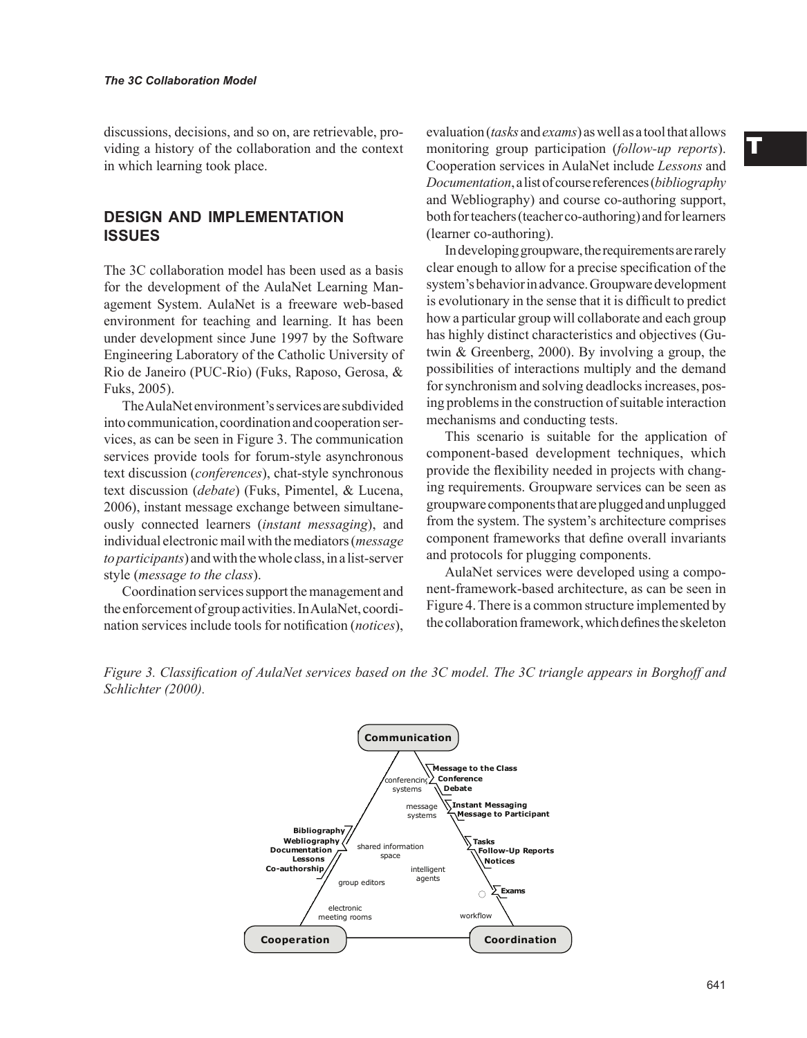discussions, decisions, and so on, are retrievable, providing a history of the collaboration and the context in which learning took place.

## DESIGN AND IMPLEMENTATION ISSUES

The 3C collaboration model has been used as a basis for the development of the AulaNet Learning Management System. AulaNet is a freeware web-based environment for teaching and learning. It has been under development since June 1997 by the Software Engineering Laboratory of the Catholic University of Rio de Janeiro (PUC-Rio) (Fuks, Raposo, Gerosa, & Fuks, 2005).

The AulaNet environment's services are subdivided into communication, coordination and cooperation services, as can be seen in Figure 3. The communication services provide tools for forum-style asynchronous text discussion (*conferences*), chat-style synchronous text discussion (*debate*) (Fuks, Pimentel, & Lucena, 2006), instant message exchange between simultaneously connected learners (*instant messaging*), and individual electronic mail with the mediators (*message to participants*) and with the whole class, in a list-server style (*message to the class*).

Coordination services support the management and the enforcement of group activities. In AulaNet, coordination services include tools for notification (*notices*), evaluation (*tasks* and *exams*) as well as a tool that allows monitoring group participation (*follow-up reports*). Cooperation services in AulaNet include *Lessons* and *Documentation*, a list of course references (*bibliography* and Webliography) and course co-authoring support, both for teachers (teacher co-authoring) and for learners (learner co-authoring).

In developing groupware, the requirements are rarely clear enough to allow for a precise specification of the system's behavior in advance. Groupware development is evolutionary in the sense that it is difficult to predict how a particular group will collaborate and each group has highly distinct characteristics and objectives (Gutwin & Greenberg, 2000). By involving a group, the possibilities of interactions multiply and the demand for synchronism and solving deadlocks increases, posing problems in the construction of suitable interaction mechanisms and conducting tests.

This scenario is suitable for the application of component-based development techniques, which provide the flexibility needed in projects with changing requirements. Groupware services can be seen as groupware components that are plugged and unplugged from the system. The system's architecture comprises component frameworks that define overall invariants and protocols for plugging components.

AulaNet services were developed using a component-framework-based architecture, as can be seen in Figure 4. There is a common structure implemented by the collaboration framework, which defines the skeleton

*Figure 3. Classification of AulaNet services based on the 3C model. The 3C triangle appears in Borghoff and Schlichter (2000).*

Communication
Cooperation
Coordination
conferencing systems
message systems
shared information space
intelligent agents
group editors
electronic meeting rooms
workflow
Message to the Class
Conference
Debate
Instant Messaging
Message to Participant
Tasks
Follow-Up Reports
Notices
Exams
Bibliography
Webliography
Documentation
Lessons
Co-authorship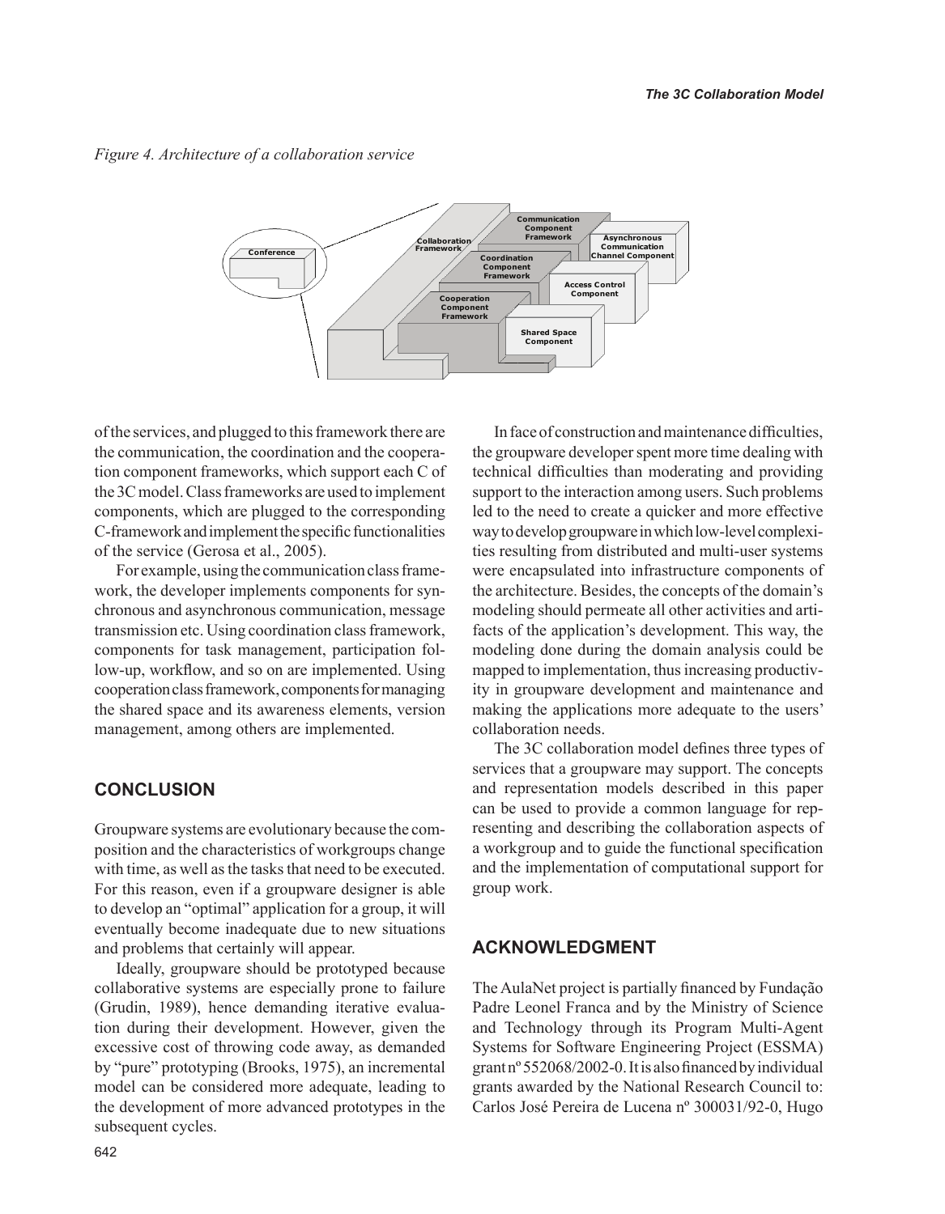*Figure 4. Architecture of a collaboration service*

Conference

Collaboration Framework

Communication Component Framework

Asynchronous Communication Channel Component

Coordination Component Framework

Access Control Component

Cooperation Component Framework

Shared Space Component

of the services, and plugged to this framework there are the communication, the coordination and the cooperation component frameworks, which support each C of the 3C model. Class frameworks are used to implement components, which are plugged to the corresponding C-framework and implement the specific functionalities of the service (Gerosa et al., 2005).

For example, using the communication class framework, the developer implements components for synchronous and asynchronous communication, message transmission etc. Using coordination class framework, components for task management, participation follow-up, workflow, and so on are implemented. Using cooperation class framework, components for managing the shared space and its awareness elements, version management, among others are implemented.

## CONCLUSION

Groupware systems are evolutionary because the composition and the characteristics of workgroups change with time, as well as the tasks that need to be executed. For this reason, even if a groupware designer is able to develop an "optimal" application for a group, it will eventually become inadequate due to new situations and problems that certainly will appear.

Ideally, groupware should be prototyped because collaborative systems are especially prone to failure (Grudin, 1989), hence demanding iterative evaluation during their development. However, given the excessive cost of throwing code away, as demanded by "pure" prototyping (Brooks, 1975), an incremental model can be considered more adequate, leading to the development of more advanced prototypes in the subsequent cycles.

In face of construction and maintenance difficulties, the groupware developer spent more time dealing with technical difficulties than moderating and providing support to the interaction among users. Such problems led to the need to create a quicker and more effective way to develop groupware in which low-level complexities resulting from distributed and multi-user systems were encapsulated into infrastructure components of the architecture. Besides, the concepts of the domain's modeling should permeate all other activities and artifacts of the application's development. This way, the modeling done during the domain analysis could be mapped to implementation, thus increasing productivity in groupware development and maintenance and making the applications more adequate to the users' collaboration needs.

The 3C collaboration model defines three types of services that a groupware may support. The concepts and representation models described in this paper can be used to provide a common language for representing and describing the collaboration aspects of a workgroup and to guide the functional specification and the implementation of computational support for group work.

## ACKNOWLEDGMENT

The AulaNet project is partially financed by Fundação Padre Leonel Franca and by the Ministry of Science and Technology through its Program Multi-Agent Systems for Software Engineering Project (ESSMA) grant nº 552068/2002-0. It is also financed by individual grants awarded by the National Research Council to: Carlos José Pereira de Lucena nº 300031/92-0, Hugo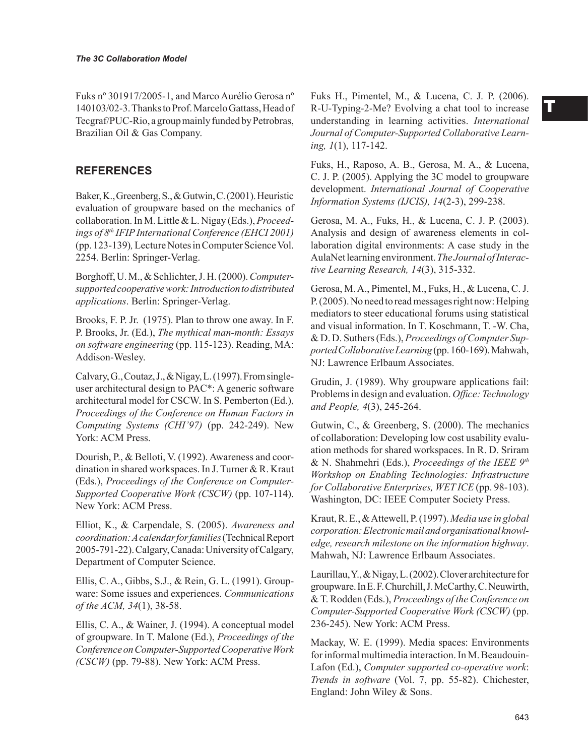Fuks nº 301917/2005-1, and Marco Aurélio Gerosa nº 140103/02-3. Thanks to Prof. Marcelo Gattass, Head of Tecgraf/PUC-Rio, a group mainly funded by Petrobras, Brazilian Oil & Gas Company.

## REFERENCES

Baker, K., Greenberg, S., & Gutwin, C. (2001). Heuristic evaluation of groupware based on the mechanics of collaboration. In M. Little & L. Nigay (Eds.), *Proceedings of 8th IFIP International Conference (EHCI 2001)* (pp. 123-139), Lecture Notes in Computer Science Vol. 2254. Berlin: Springer-Verlag.

Borghoff, U. M., & Schlichter, J. H. (2000). *Computer-supported cooperative work: Introduction to distributed applications*. Berlin: Springer-Verlag.

Brooks, F. P. Jr. (1975). Plan to throw one away. In F. P. Brooks, Jr. (Ed.), *The mythical man-month: Essays on software engineering* (pp. 115-123). Reading, MA: Addison-Wesley.

Calvary, G., Coutaz, J., & Nigay, L. (1997). From single-user architectural design to PAC*: A generic software architectural model for CSCW. In S. Pemberton (Ed.), *Proceedings of the Conference on Human Factors in Computing Systems (CHI'97)* (pp. 242-249). New York: ACM Press.

Dourish, P., & Belloti, V. (1992). Awareness and coordination in shared workspaces. In J. Turner & R. Kraut (Eds.), *Proceedings of the Conference on Computer-Supported Cooperative Work (CSCW)* (pp. 107-114). New York: ACM Press.

Elliot, K., & Carpendale, S. (2005). *Awareness and coordination: A calendar for families* (Technical Report 2005-791-22). Calgary, Canada: University of Calgary, Department of Computer Science.

Ellis, C. A., Gibbs, S.J., & Rein, G. L. (1991). Groupware: Some issues and experiences. *Communications of the ACM, 34*(1), 38-58.

Ellis, C. A., & Wainer, J. (1994). A conceptual model of groupware. In T. Malone (Ed.), *Proceedings of the Conference on Computer-Supported Cooperative Work (CSCW)* (pp. 79-88). New York: ACM Press.

Fuks H., Pimentel, M., & Lucena, C. J. P. (2006). R-U-Typing-2-Me? Evolving a chat tool to increase understanding in learning activities. *International Journal of Computer-Supported Collaborative Learning, 1*(1), 117-142.

Fuks, H., Raposo, A. B., Gerosa, M. A., & Lucena, C. J. P. (2005). Applying the 3C model to groupware development. *International Journal of Cooperative Information Systems (IJCIS), 14*(2-3), 299-238.

Gerosa, M. A., Fuks, H., & Lucena, C. J. P. (2003). Analysis and design of awareness elements in collaboration digital environments: A case study in the AulaNet learning environment. *The Journal of Interactive Learning Research, 14*(3), 315-332.

Gerosa, M. A., Pimentel, M., Fuks, H., & Lucena, C. J. P. (2005). No need to read messages right now: Helping mediators to steer educational forums using statistical and visual information. In T. Koschmann, T. -W. Cha, & D. D. Suthers (Eds.), *Proceedings of Computer Supported Collaborative Learning* (pp. 160-169). Mahwah, NJ: Lawrence Erlbaum Associates.

Grudin, J. (1989). Why groupware applications fail: Problems in design and evaluation. *Office: Technology and People, 4*(3), 245-264.

Gutwin, C., & Greenberg, S. (2000). The mechanics of collaboration: Developing low cost usability evaluation methods for shared workspaces. In R. D. Sriram & N. Shahmehri (Eds.), *Proceedings of the IEEE 9th Workshop on Enabling Technologies: Infrastructure for Collaborative Enterprises, WET ICE* (pp. 98-103). Washington, DC: IEEE Computer Society Press.

Kraut, R. E., & Attewell, P. (1997). *Media use in global corporation: Electronic mail and organisational knowledge, research milestone on the information highway*. Mahwah, NJ: Lawrence Erlbaum Associates.

Laurillau, Y., & Nigay, L. (2002). Clover architecture for groupware. In E. F. Churchill, J. McCarthy, C. Neuwirth, & T. Rodden (Eds.), *Proceedings of the Conference on Computer-Supported Cooperative Work (CSCW)* (pp. 236-245). New York: ACM Press.

Mackay, W. E. (1999). Media spaces: Environments for informal multimedia interaction. In M. Beaudouin-Lafon (Ed.), *Computer supported co-operative work*: *Trends in software* (Vol. 7, pp. 55-82). Chichester, England: John Wiley & Sons.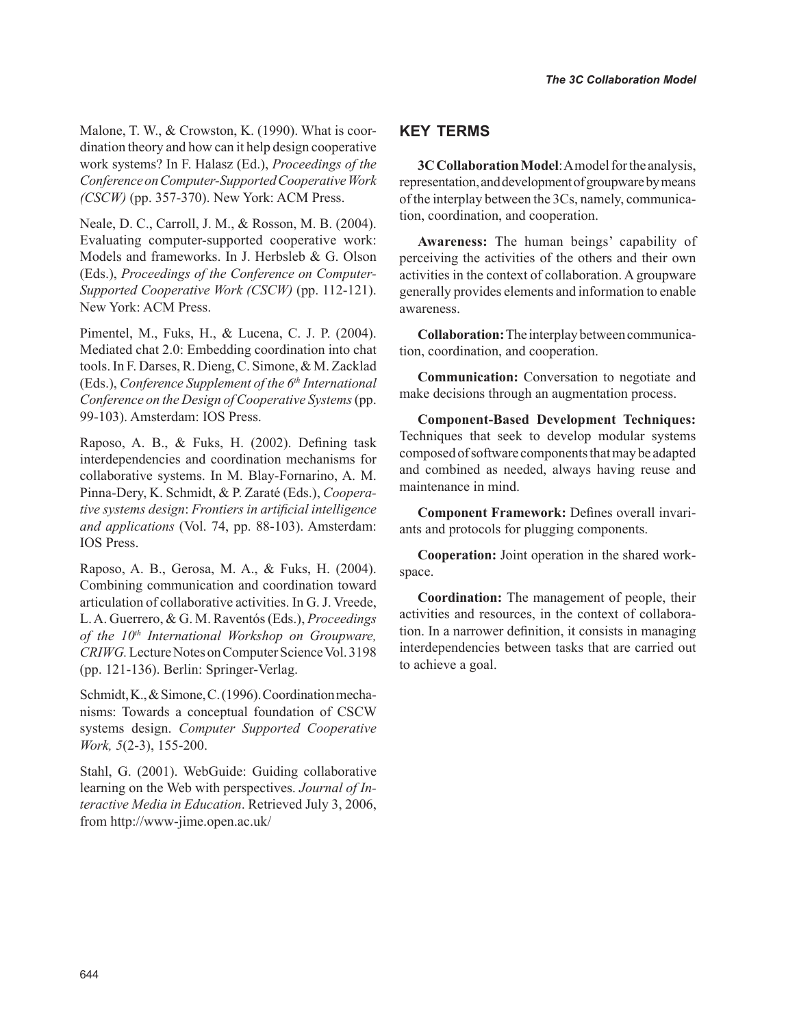Malone, T. W., & Crowston, K. (1990). What is coordination theory and how can it help design cooperative work systems? In F. Halasz (Ed.), *Proceedings of the Conference on Computer-Supported Cooperative Work (CSCW)* (pp. 357-370). New York: ACM Press.

Neale, D. C., Carroll, J. M., & Rosson, M. B. (2004). Evaluating computer-supported cooperative work: Models and frameworks. In J. Herbsleb & G. Olson (Eds.), *Proceedings of the Conference on Computer-Supported Cooperative Work (CSCW)* (pp. 112-121). New York: ACM Press.

Pimentel, M., Fuks, H., & Lucena, C. J. P. (2004). Mediated chat 2.0: Embedding coordination into chat tools. In F. Darses, R. Dieng, C. Simone, & M. Zacklad (Eds.), *Conference Supplement of the 6th International Conference on the Design of Cooperative Systems* (pp. 99-103). Amsterdam: IOS Press.

Raposo, A. B., & Fuks, H. (2002). Defining task interdependencies and coordination mechanisms for collaborative systems. In M. Blay-Fornarino, A. M. Pinna-Dery, K. Schmidt, & P. Zaraté (Eds.), *Cooperative systems design*: *Frontiers in artificial intelligence and applications* (Vol. 74, pp. 88-103). Amsterdam: IOS Press.

Raposo, A. B., Gerosa, M. A., & Fuks, H. (2004). Combining communication and coordination toward articulation of collaborative activities. In G. J. Vreede, L. A. Guerrero, & G. M. Raventós (Eds.), *Proceedings of the 10th International Workshop on Groupware, CRIWG.* Lecture Notes on Computer Science Vol. 3198 (pp. 121-136). Berlin: Springer-Verlag.

Schmidt, K., & Simone, C. (1996). Coordination mechanisms: Towards a conceptual foundation of CSCW systems design. *Computer Supported Cooperative Work, 5*(2-3), 155-200.

Stahl, G. (2001). WebGuide: Guiding collaborative learning on the Web with perspectives. *Journal of Interactive Media in Education*. Retrieved July 3, 2006, from http://www-jime.open.ac.uk/

## KEY TERMS

**3C Collaboration Model**: A model for the analysis, representation, and development of groupware by means of the interplay between the 3Cs, namely, communication, coordination, and cooperation.

**Awareness:** The human beings' capability of perceiving the activities of the others and their own activities in the context of collaboration. A groupware generally provides elements and information to enable awareness.

**Collaboration:** The interplay between communication, coordination, and cooperation.

**Communication:** Conversation to negotiate and make decisions through an augmentation process.

**Component-Based Development Techniques:** Techniques that seek to develop modular systems composed of software components that may be adapted and combined as needed, always having reuse and maintenance in mind.

**Component Framework:** Defines overall invariants and protocols for plugging components.

**Cooperation:** Joint operation in the shared workspace.

**Coordination:** The management of people, their activities and resources, in the context of collaboration. In a narrower definition, it consists in managing interdependencies between tasks that are carried out to achieve a goal.